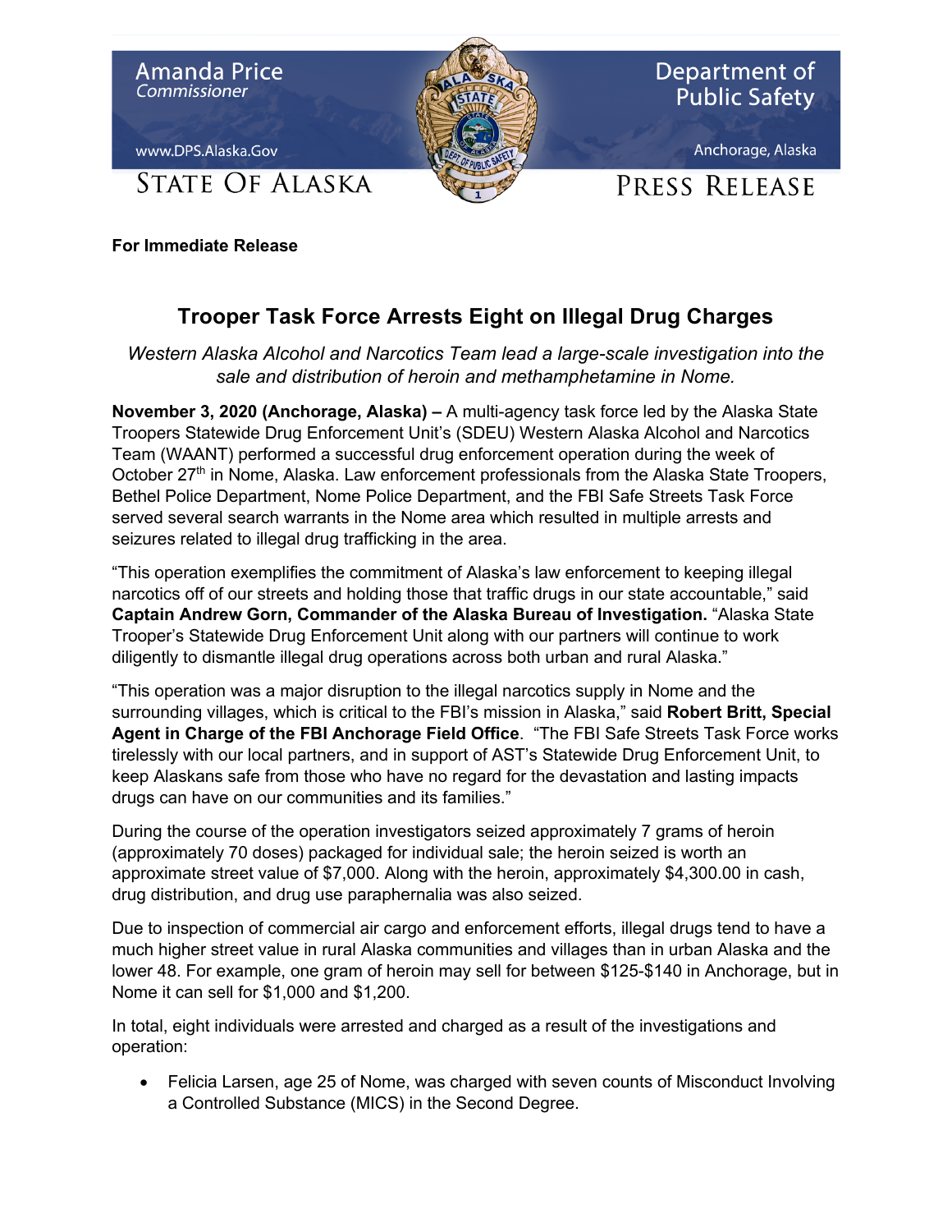Amanda Price
*Commissioner*

www.DPS.Alaska.Gov

STATE OF ALASKA

Department of Public Safety

Anchorage, Alaska

PRESS RELEASE

**For Immediate Release**

# Trooper Task Force Arrests Eight on Illegal Drug Charges

*Western Alaska Alcohol and Narcotics Team lead a large-scale investigation into the sale and distribution of heroin and methamphetamine in Nome.*

**November 3, 2020 (Anchorage, Alaska) –** A multi-agency task force led by the Alaska State Troopers Statewide Drug Enforcement Unit's (SDEU) Western Alaska Alcohol and Narcotics Team (WAANT) performed a successful drug enforcement operation during the week of October 27th in Nome, Alaska. Law enforcement professionals from the Alaska State Troopers, Bethel Police Department, Nome Police Department, and the FBI Safe Streets Task Force served several search warrants in the Nome area which resulted in multiple arrests and seizures related to illegal drug trafficking in the area.

"This operation exemplifies the commitment of Alaska's law enforcement to keeping illegal narcotics off of our streets and holding those that traffic drugs in our state accountable," said **Captain Andrew Gorn, Commander of the Alaska Bureau of Investigation.** "Alaska State Trooper's Statewide Drug Enforcement Unit along with our partners will continue to work diligently to dismantle illegal drug operations across both urban and rural Alaska."

"This operation was a major disruption to the illegal narcotics supply in Nome and the surrounding villages, which is critical to the FBI's mission in Alaska," said **Robert Britt, Special Agent in Charge of the FBI Anchorage Field Office**. "The FBI Safe Streets Task Force works tirelessly with our local partners, and in support of AST's Statewide Drug Enforcement Unit, to keep Alaskans safe from those who have no regard for the devastation and lasting impacts drugs can have on our communities and its families."

During the course of the operation investigators seized approximately 7 grams of heroin (approximately 70 doses) packaged for individual sale; the heroin seized is worth an approximate street value of $7,000. Along with the heroin, approximately $4,300.00 in cash, drug distribution, and drug use paraphernalia was also seized.

Due to inspection of commercial air cargo and enforcement efforts, illegal drugs tend to have a much higher street value in rural Alaska communities and villages than in urban Alaska and the lower 48. For example, one gram of heroin may sell for between $125-$140 in Anchorage, but in Nome it can sell for $1,000 and $1,200.

In total, eight individuals were arrested and charged as a result of the investigations and operation:

- Felicia Larsen, age 25 of Nome, was charged with seven counts of Misconduct Involving a Controlled Substance (MICS) in the Second Degree.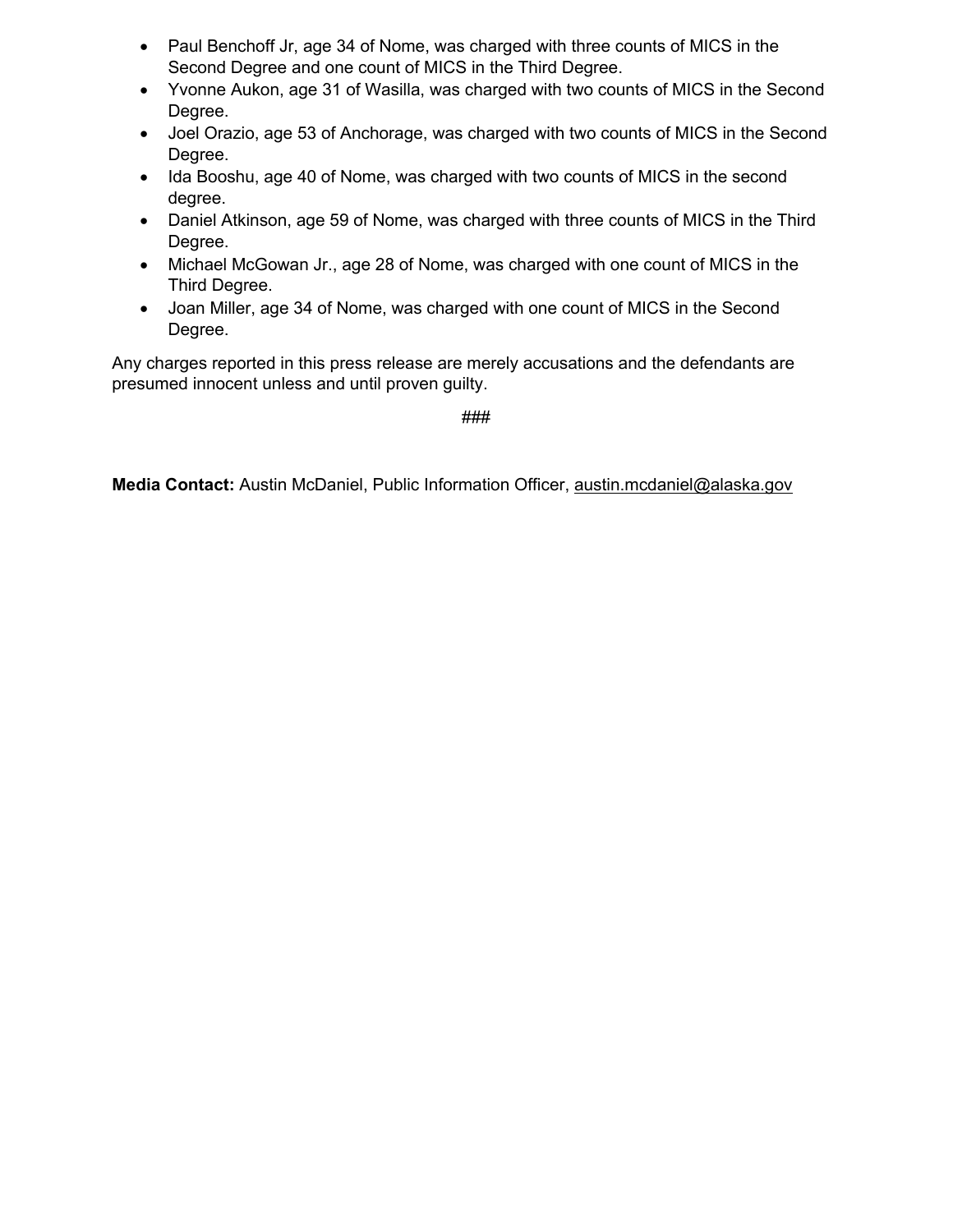- Paul Benchoff Jr, age 34 of Nome, was charged with three counts of MICS in the Second Degree and one count of MICS in the Third Degree.
- Yvonne Aukon, age 31 of Wasilla, was charged with two counts of MICS in the Second Degree.
- Joel Orazio, age 53 of Anchorage, was charged with two counts of MICS in the Second Degree.
- Ida Booshu, age 40 of Nome, was charged with two counts of MICS in the second degree.
- Daniel Atkinson, age 59 of Nome, was charged with three counts of MICS in the Third Degree.
- Michael McGowan Jr., age 28 of Nome, was charged with one count of MICS in the Third Degree.
- Joan Miller, age 34 of Nome, was charged with one count of MICS in the Second Degree.

Any charges reported in this press release are merely accusations and the defendants are presumed innocent unless and until proven guilty.

###

**Media Contact:** Austin McDaniel, Public Information Officer, austin.mcdaniel@alaska.gov